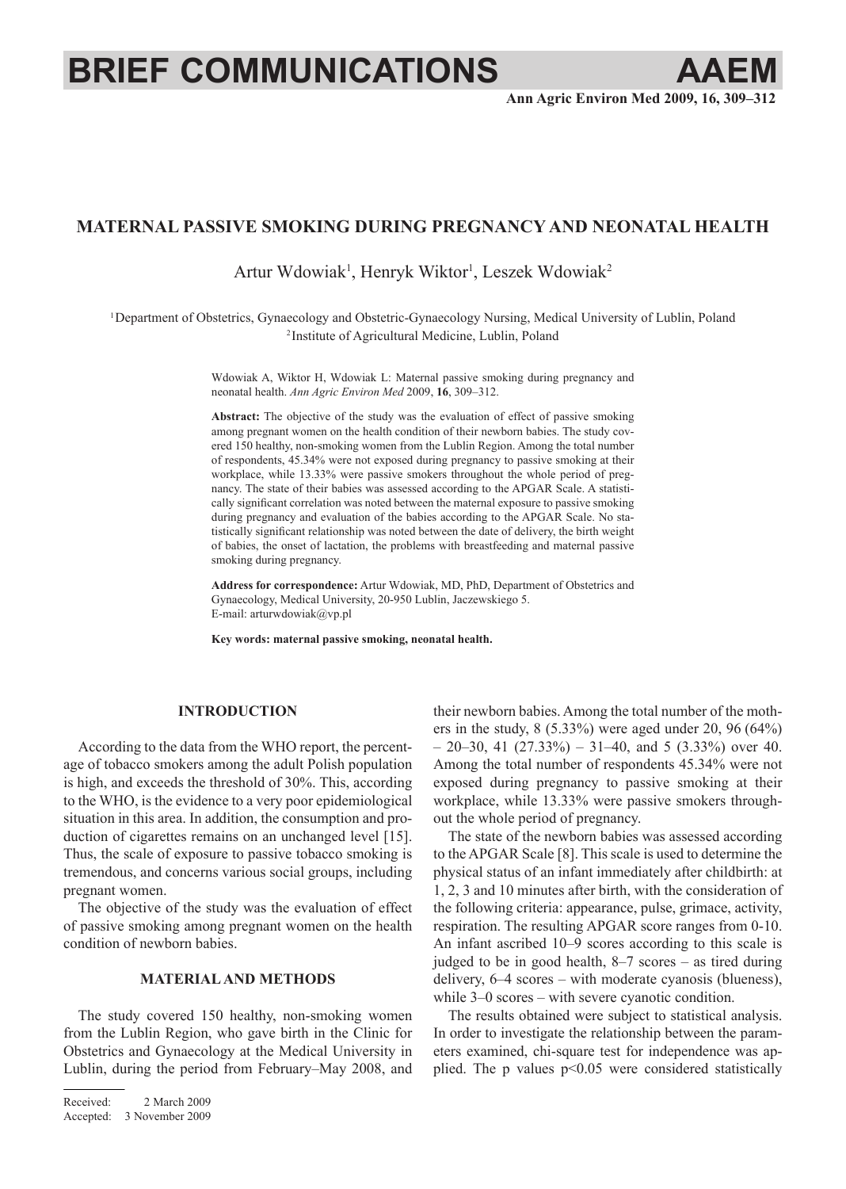BRIEF COMMUNICATIONS

# MATERNAL PASSIVE SMOKING DURING PREGNANCY AND NEONATAL HEALTH

Artur Wdowiak[1], Henryk Wiktor[1], Leszek Wdowiak[2]

[1]Department of Obstetrics, Gynaecology and Obstetric-Gynaecology Nursing, Medical University of Lublin, Poland
[2]Institute of Agricultural Medicine, Lublin, Poland

Wdowiak A, Wiktor H, Wdowiak L: Maternal passive smoking during pregnancy and neonatal health. *Ann Agric Environ Med* 2009, **16**, 309–312.

**Abstract:** The objective of the study was the evaluation of effect of passive smoking among pregnant women on the health condition of their newborn babies. The study covered 150 healthy, non-smoking women from the Lublin Region. Among the total number of respondents, 45.34% were not exposed during pregnancy to passive smoking at their workplace, while 13.33% were passive smokers throughout the whole period of pregnancy. The state of their babies was assessed according to the APGAR Scale. A statistically significant correlation was noted between the maternal exposure to passive smoking during pregnancy and evaluation of the babies according to the APGAR Scale. No statistically significant relationship was noted between the date of delivery, the birth weight of babies, the onset of lactation, the problems with breastfeeding and maternal passive smoking during pregnancy.

**Address for correspondence:** Artur Wdowiak, MD, PhD, Department of Obstetrics and Gynaecology, Medical University, 20-950 Lublin, Jaczewskiego 5.
E-mail: arturwdowiak@vp.pl

**Key words: maternal passive smoking, neonatal health.**

## INTRODUCTION

According to the data from the WHO report, the percentage of tobacco smokers among the adult Polish population is high, and exceeds the threshold of 30%. This, according to the WHO, is the evidence to a very poor epidemiological situation in this area. In addition, the consumption and production of cigarettes remains on an unchanged level [15]. Thus, the scale of exposure to passive tobacco smoking is tremendous, and concerns various social groups, including pregnant women.

The objective of the study was the evaluation of effect of passive smoking among pregnant women on the health condition of newborn babies.

## MATERIAL AND METHODS

The study covered 150 healthy, non-smoking women from the Lublin Region, who gave birth in the Clinic for Obstetrics and Gynaecology at the Medical University in Lublin, during the period from February–May 2008, and their newborn babies. Among the total number of the mothers in the study, 8 (5.33%) were aged under 20, 96 (64%) – 20–30, 41 (27.33%) – 31–40, and 5 (3.33%) over 40. Among the total number of respondents 45.34% were not exposed during pregnancy to passive smoking at their workplace, while 13.33% were passive smokers throughout the whole period of pregnancy.

The state of the newborn babies was assessed according to the APGAR Scale [8]. This scale is used to determine the physical status of an infant immediately after childbirth: at 1, 2, 3 and 10 minutes after birth, with the consideration of the following criteria: appearance, pulse, grimace, activity, respiration. The resulting APGAR score ranges from 0-10. An infant ascribed 10–9 scores according to this scale is judged to be in good health, 8–7 scores – as tired during delivery, 6–4 scores – with moderate cyanosis (blueness), while 3–0 scores – with severe cyanotic condition.

The results obtained were subject to statistical analysis. In order to investigate the relationship between the parameters examined, chi-square test for independence was applied. The p values $p<0.05$ were considered statistically

Received: 2 March 2009
Accepted: 3 November 2009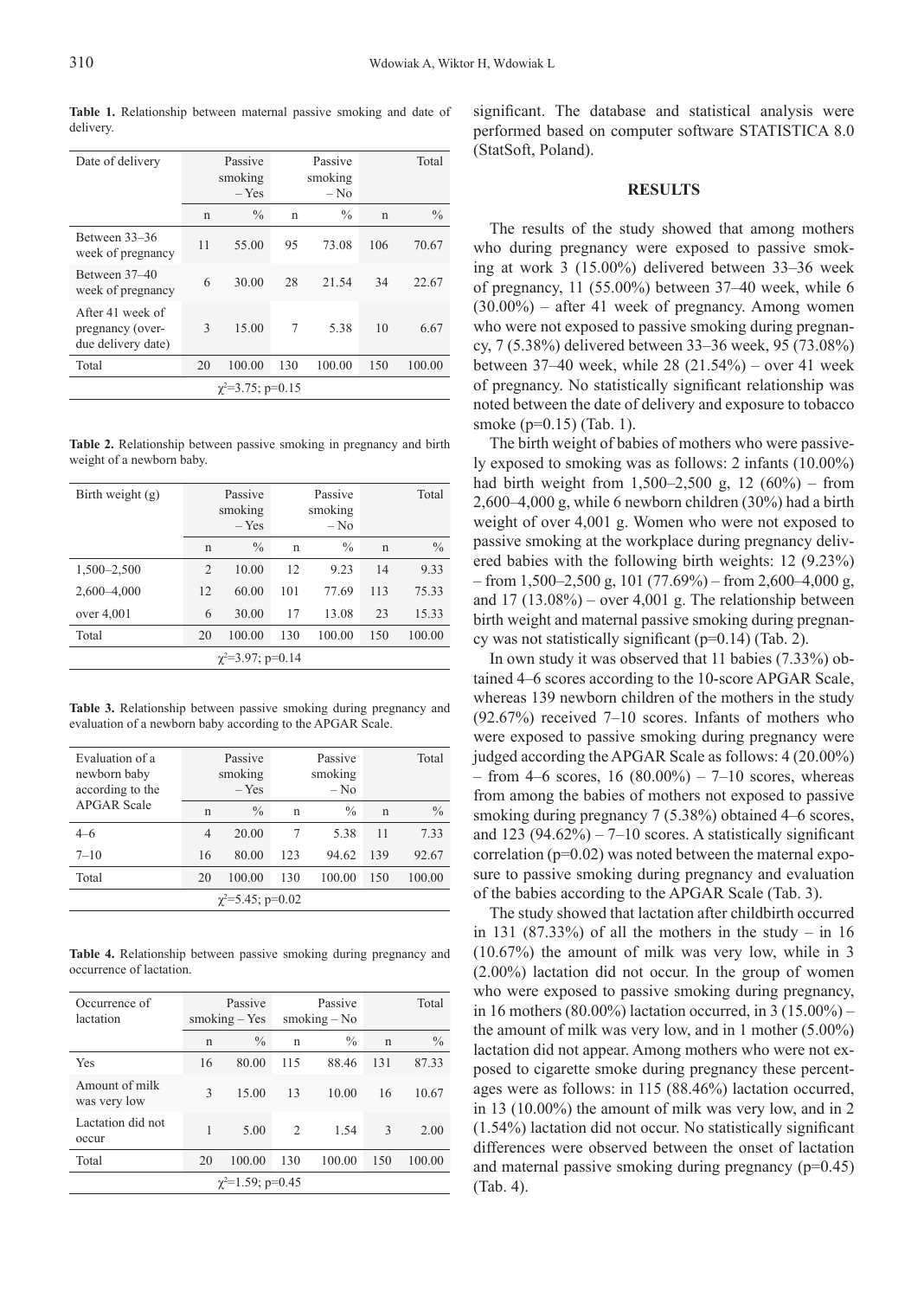**Table 1.** Relationship between maternal passive smoking and date of delivery.

| Date of delivery | Passive smoking – Yes | | Passive smoking – No | | Total | |
|---|---|---|---|---|---|---|
| | n | % | n | % | n | % |
| Between 33–36 week of pregnancy | 11 | 55.00 | 95 | 73.08 | 106 | 70.67 |
| Between 37–40 week of pregnancy | 6 | 30.00 | 28 | 21.54 | 34 | 22.67 |
| After 41 week of pregnancy (over-due delivery date) | 3 | 15.00 | 7 | 5.38 | 10 | 6.67 |
| Total | 20 | 100.00 | 130 | 100.00 | 150 | 100.00 |
| $\chi^2$=3.75; p=0.15 | | | | | | |

**Table 2.** Relationship between passive smoking in pregnancy and birth weight of a newborn baby.

| Birth weight (g) | Passive smoking – Yes | | Passive smoking – No | | Total | |
|---|---|---|---|---|---|---|
| | n | % | n | % | n | % |
| 1,500–2,500 | 2 | 10.00 | 12 | 9.23 | 14 | 9.33 |
| 2,600–4,000 | 12 | 60.00 | 101 | 77.69 | 113 | 75.33 |
| over 4,001 | 6 | 30.00 | 17 | 13.08 | 23 | 15.33 |
| Total | 20 | 100.00 | 130 | 100.00 | 150 | 100.00 |
| $\chi^2$=3.97; p=0.14 | | | | | | |

**Table 3.** Relationship between passive smoking during pregnancy and evaluation of a newborn baby according to the APGAR Scale.

| Evaluation of a newborn baby according to the APGAR Scale | Passive smoking – Yes | | Passive smoking – No | | Total | |
|---|---|---|---|---|---|---|
| | n | % | n | % | n | % |
| 4–6 | 4 | 20.00 | 7 | 5.38 | 11 | 7.33 |
| 7–10 | 16 | 80.00 | 123 | 94.62 | 139 | 92.67 |
| Total | 20 | 100.00 | 130 | 100.00 | 150 | 100.00 |
| $\chi^2$=5.45; p=0.02 | | | | | | |

**Table 4.** Relationship between passive smoking during pregnancy and occurrence of lactation.

| Occurrence of lactation | Passive smoking – Yes | | Passive smoking – No | | Total | |
|---|---|---|---|---|---|---|
| | n | % | n | % | n | % |
| Yes | 16 | 80.00 | 115 | 88.46 | 131 | 87.33 |
| Amount of milk was very low | 3 | 15.00 | 13 | 10.00 | 16 | 10.67 |
| Lactation did not occur | 1 | 5.00 | 2 | 1.54 | 3 | 2.00 |
| Total | 20 | 100.00 | 130 | 100.00 | 150 | 100.00 |
| $\chi^2$=1.59; p=0.45 | | | | | | |

significant. The database and statistical analysis were performed based on computer software STATISTICA 8.0 (StatSoft, Poland).

## RESULTS

The results of the study showed that among mothers who during pregnancy were exposed to passive smoking at work 3 (15.00%) delivered between 33–36 week of pregnancy, 11 (55.00%) between 37–40 week, while 6 (30.00%) – after 41 week of pregnancy. Among women who were not exposed to passive smoking during pregnancy, 7 (5.38%) delivered between 33–36 week, 95 (73.08%) between 37–40 week, while 28 (21.54%) – over 41 week of pregnancy. No statistically significant relationship was noted between the date of delivery and exposure to tobacco smoke (p=0.15) (Tab. 1).

The birth weight of babies of mothers who were passively exposed to smoking was as follows: 2 infants (10.00%) had birth weight from 1,500–2,500 g, 12 (60%) – from 2,600–4,000 g, while 6 newborn children (30%) had a birth weight of over 4,001 g. Women who were not exposed to passive smoking at the workplace during pregnancy delivered babies with the following birth weights: 12 (9.23%) – from 1,500–2,500 g, 101 (77.69%) – from 2,600–4,000 g, and 17 (13.08%) – over 4,001 g. The relationship between birth weight and maternal passive smoking during pregnancy was not statistically significant (p=0.14) (Tab. 2).

In own study it was observed that 11 babies (7.33%) obtained 4–6 scores according to the 10-score APGAR Scale, whereas 139 newborn children of the mothers in the study (92.67%) received 7–10 scores. Infants of mothers who were exposed to passive smoking during pregnancy were judged according the APGAR Scale as follows: 4 (20.00%) – from 4–6 scores, 16 (80.00%) – 7–10 scores, whereas from among the babies of mothers not exposed to passive smoking during pregnancy 7 (5.38%) obtained 4–6 scores, and 123 (94.62%) – 7–10 scores. A statistically significant correlation (p=0.02) was noted between the maternal exposure to passive smoking during pregnancy and evaluation of the babies according to the APGAR Scale (Tab. 3).

The study showed that lactation after childbirth occurred in 131 (87.33%) of all the mothers in the study – in 16 (10.67%) the amount of milk was very low, while in 3 (2.00%) lactation did not occur. In the group of women who were exposed to passive smoking during pregnancy, in 16 mothers (80.00%) lactation occurred, in 3 (15.00%) – the amount of milk was very low, and in 1 mother (5.00%) lactation did not appear. Among mothers who were not exposed to cigarette smoke during pregnancy these percentages were as follows: in 115 (88.46%) lactation occurred, in 13 (10.00%) the amount of milk was very low, and in 2 (1.54%) lactation did not occur. No statistically significant differences were observed between the onset of lactation and maternal passive smoking during pregnancy (p=0.45) (Tab. 4).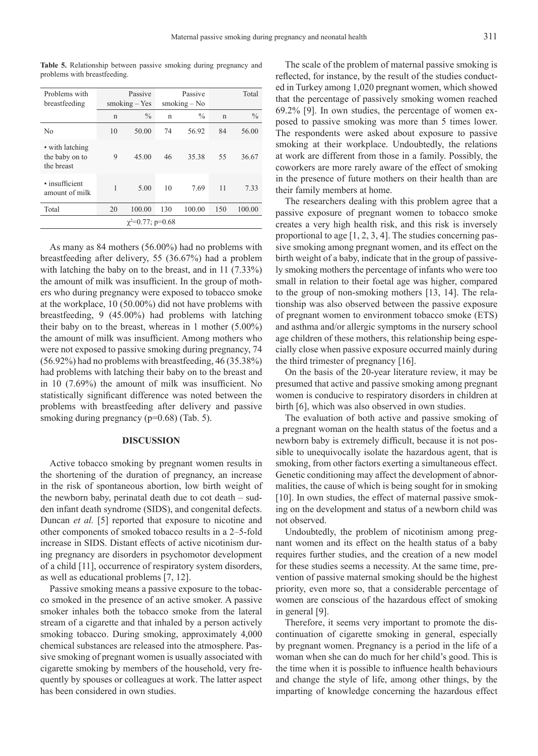**Table 5.** Relationship between passive smoking during pregnancy and problems with breastfeeding.

| Problems with breastfeeding | Passive smoking – Yes | | Passive smoking – No | | Total | |
|---|---|---|---|---|---|---|
| | n | % | n | % | n | % |
| No | 10 | 50.00 | 74 | 56.92 | 84 | 56.00 |
| • with latching the baby on to the breast | 9 | 45.00 | 46 | 35.38 | 55 | 36.67 |
| • insufficient amount of milk | 1 | 5.00 | 10 | 7.69 | 11 | 7.33 |
| Total | 20 | 100.00 | 130 | 100.00 | 150 | 100.00 |
| $\chi^2$=0.77; p=0.68 | | | | | | |

As many as 84 mothers (56.00%) had no problems with breastfeeding after delivery, 55 (36.67%) had a problem with latching the baby on to the breast, and in 11 (7.33%) the amount of milk was insufficient. In the group of mothers who during pregnancy were exposed to tobacco smoke at the workplace, 10 (50.00%) did not have problems with breastfeeding, 9 (45.00%) had problems with latching their baby on to the breast, whereas in 1 mother (5.00%) the amount of milk was insufficient. Among mothers who were not exposed to passive smoking during pregnancy, 74 (56.92%) had no problems with breastfeeding, 46 (35.38%) had problems with latching their baby on to the breast and in 10 (7.69%) the amount of milk was insufficient. No statistically significant difference was noted between the problems with breastfeeding after delivery and passive smoking during pregnancy (p=0.68) (Tab. 5).

## DISCUSSION

Active tobacco smoking by pregnant women results in the shortening of the duration of pregnancy, an increase in the risk of spontaneous abortion, low birth weight of the newborn baby, perinatal death due to cot death – sudden infant death syndrome (SIDS), and congenital defects. Duncan *et al.* [5] reported that exposure to nicotine and other components of smoked tobacco results in a 2–5-fold increase in SIDS. Distant effects of active nicotinism during pregnancy are disorders in psychomotor development of a child [11], occurrence of respiratory system disorders, as well as educational problems [7, 12].

Passive smoking means a passive exposure to the tobacco smoked in the presence of an active smoker. A passive smoker inhales both the tobacco smoke from the lateral stream of a cigarette and that inhaled by a person actively smoking tobacco. During smoking, approximately 4,000 chemical substances are released into the atmosphere. Passive smoking of pregnant women is usually associated with cigarette smoking by members of the household, very frequently by spouses or colleagues at work. The latter aspect has been considered in own studies.

The scale of the problem of maternal passive smoking is reflected, for instance, by the result of the studies conducted in Turkey among 1,020 pregnant women, which showed that the percentage of passively smoking women reached 69.2% [9]. In own studies, the percentage of women exposed to passive smoking was more than 5 times lower. The respondents were asked about exposure to passive smoking at their workplace. Undoubtedly, the relations at work are different from those in a family. Possibly, the coworkers are more rarely aware of the effect of smoking in the presence of future mothers on their health than are their family members at home.

The researchers dealing with this problem agree that a passive exposure of pregnant women to tobacco smoke creates a very high health risk, and this risk is inversely proportional to age [1, 2, 3, 4]. The studies concerning passive smoking among pregnant women, and its effect on the birth weight of a baby, indicate that in the group of passively smoking mothers the percentage of infants who were too small in relation to their foetal age was higher, compared to the group of non-smoking mothers [13, 14]. The relationship was also observed between the passive exposure of pregnant women to environment tobacco smoke (ETS) and asthma and/or allergic symptoms in the nursery school age children of these mothers, this relationship being especially close when passive exposure occurred mainly during the third trimester of pregnancy [16].

On the basis of the 20-year literature review, it may be presumed that active and passive smoking among pregnant women is conducive to respiratory disorders in children at birth [6], which was also observed in own studies.

The evaluation of both active and passive smoking of a pregnant woman on the health status of the foetus and a newborn baby is extremely difficult, because it is not possible to unequivocally isolate the hazardous agent, that is smoking, from other factors exerting a simultaneous effect. Genetic conditioning may affect the development of abnormalities, the cause of which is being sought for in smoking [10]. In own studies, the effect of maternal passive smoking on the development and status of a newborn child was not observed.

Undoubtedly, the problem of nicotinism among pregnant women and its effect on the health status of a baby requires further studies, and the creation of a new model for these studies seems a necessity. At the same time, prevention of passive maternal smoking should be the highest priority, even more so, that a considerable percentage of women are conscious of the hazardous effect of smoking in general [9].

Therefore, it seems very important to promote the discontinuation of cigarette smoking in general, especially by pregnant women. Pregnancy is a period in the life of a woman when she can do much for her child's good. This is the time when it is possible to influence health behaviours and change the style of life, among other things, by the imparting of knowledge concerning the hazardous effect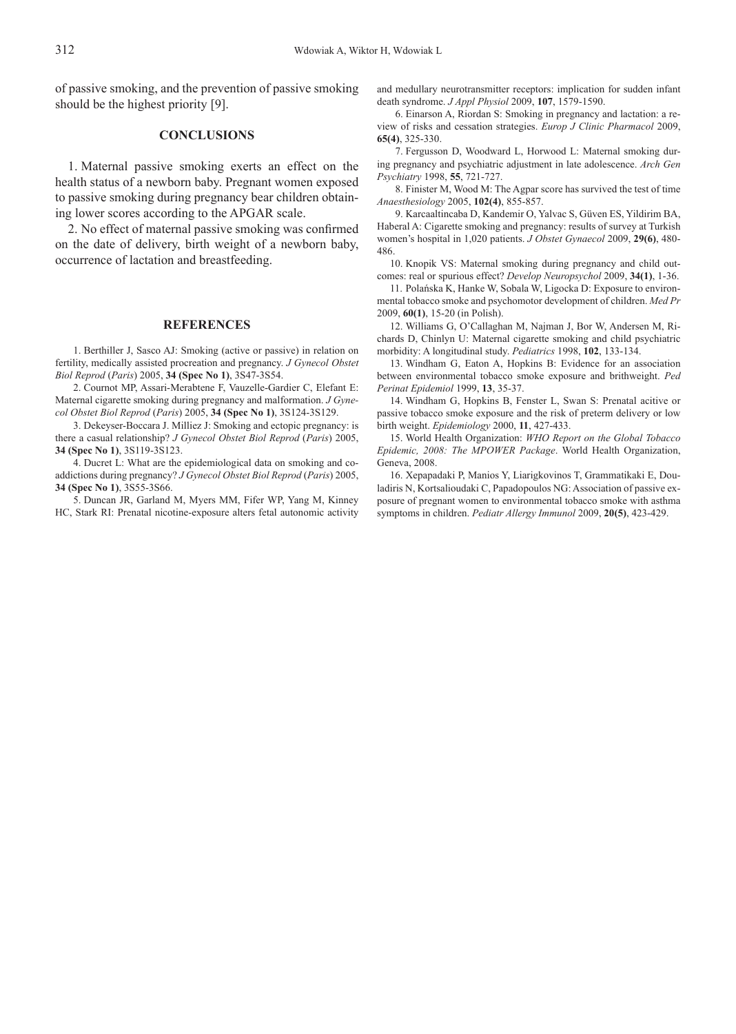of passive smoking, and the prevention of passive smoking should be the highest priority [9].

## CONCLUSIONS

1. Maternal passive smoking exerts an effect on the health status of a newborn baby. Pregnant women exposed to passive smoking during pregnancy bear children obtaining lower scores according to the APGAR scale.

2. No effect of maternal passive smoking was confirmed on the date of delivery, birth weight of a newborn baby, occurrence of lactation and breastfeeding.

## REFERENCES

1. Berthiller J, Sasco AJ: Smoking (active or passive) in relation on fertility, medically assisted procreation and pregnancy. *J Gynecol Obstet Biol Reprod* (*Paris*) 2005, **34 (Spec No 1)**, 3S47-3S54.

2. Cournot MP, Assari-Merabtene F, Vauzelle-Gardier C, Elefant E: Maternal cigarette smoking during pregnancy and malformation. *J Gynecol Obstet Biol Reprod* (*Paris*) 2005, **34 (Spec No 1)**, 3S124-3S129.

3. Dekeyser-Boccara J. Milliez J: Smoking and ectopic pregnancy: is there a casual relationship? *J Gynecol Obstet Biol Reprod* (*Paris*) 2005, **34 (Spec No 1)**, 3S119-3S123.

4. Ducret L: What are the epidemiological data on smoking and co-addictions during pregnancy? *J Gynecol Obstet Biol Reprod* (*Paris*) 2005, **34 (Spec No 1)**, 3S55-3S66.

5. Duncan JR, Garland M, Myers MM, Fifer WP, Yang M, Kinney HC, Stark RI: Prenatal nicotine-exposure alters fetal autonomic activity and medullary neurotransmitter receptors: implication for sudden infant death syndrome. *J Appl Physiol* 2009, **107**, 1579-1590.

6. Einarson A, Riordan S: Smoking in pregnancy and lactation: a review of risks and cessation strategies. *Europ J Clinic Pharmacol* 2009, **65(4)**, 325-330.

7. Fergusson D, Woodward L, Horwood L: Maternal smoking during pregnancy and psychiatric adjustment in late adolescence. *Arch Gen Psychiatry* 1998, **55**, 721-727.

8. Finister M, Wood M: The Agpar score has survived the test of time *Anaesthesiology* 2005, **102(4)**, 855-857.

9. Karcaaltincaba D, Kandemir O, Yalvac S, Güven ES, Yildirim BA, Haberal A: Cigarette smoking and pregnancy: results of survey at Turkish women's hospital in 1,020 patients. *J Obstet Gynaecol* 2009, **29(6)**, 480-486.

10. Knopik VS: Maternal smoking during pregnancy and child outcomes: real or spurious effect? *Develop Neuropsychol* 2009, **34(1)**, 1-36.

11. Polańska K, Hanke W, Sobala W, Ligocka D: Exposure to environmental tobacco smoke and psychomotor development of children. *Med Pr* 2009, **60(1)**, 15-20 (in Polish).

12. Williams G, O'Callaghan M, Najman J, Bor W, Andersen M, Richards D, Chinlyn U: Maternal cigarette smoking and child psychiatric morbidity: A longitudinal study. *Pediatrics* 1998, **102**, 133-134.

13. Windham G, Eaton A, Hopkins B: Evidence for an association between environmental tobacco smoke exposure and brithweight. *Ped Perinat Epidemiol* 1999, **13**, 35-37.

14. Windham G, Hopkins B, Fenster L, Swan S: Prenatal acitive or passive tobacco smoke exposure and the risk of preterm delivery or low birth weight. *Epidemiology* 2000, **11**, 427-433.

15. World Health Organization: *WHO Report on the Global Tobacco Epidemic, 2008: The MPOWER Package*. World Health Organization, Geneva, 2008.

16. Xepapadaki P, Manios Y, Liarigkovinos T, Grammatikaki E, Douladiris N, Kortsalioudaki C, Papadopoulos NG: Association of passive exposure of pregnant women to environmental tobacco smoke with asthma symptoms in children. *Pediatr Allergy Immunol* 2009, **20(5)**, 423-429.